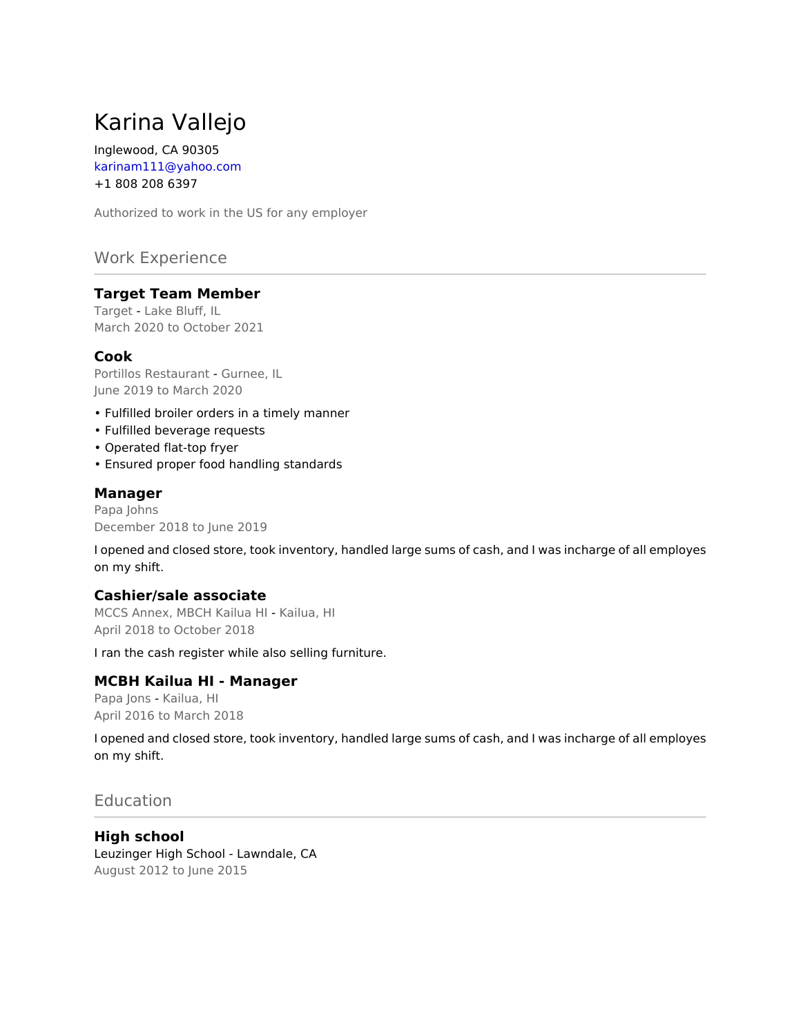# Karina Vallejo

Inglewood, CA 90305
karinam111@yahoo.com
+1 808 208 6397

Authorized to work in the US for any employer

## Work Experience

### Target Team Member

Target - Lake Bluff, IL
March 2020 to October 2021

### Cook

Portillos Restaurant - Gurnee, IL
June 2019 to March 2020

- Fulfilled broiler orders in a timely manner
- Fulfilled beverage requests
- Operated flat-top fryer
- Ensured proper food handling standards

### Manager

Papa Johns
December 2018 to June 2019

I opened and closed store, took inventory, handled large sums of cash, and I was incharge of all employes on my shift.

### Cashier/sale associate

MCCS Annex, MBCH Kailua HI - Kailua, HI
April 2018 to October 2018

I ran the cash register while also selling furniture.

### MCBH Kailua HI - Manager

Papa Jons - Kailua, HI
April 2016 to March 2018

I opened and closed store, took inventory, handled large sums of cash, and I was incharge of all employes on my shift.

## Education

### High school

Leuzinger High School - Lawndale, CA
August 2012 to June 2015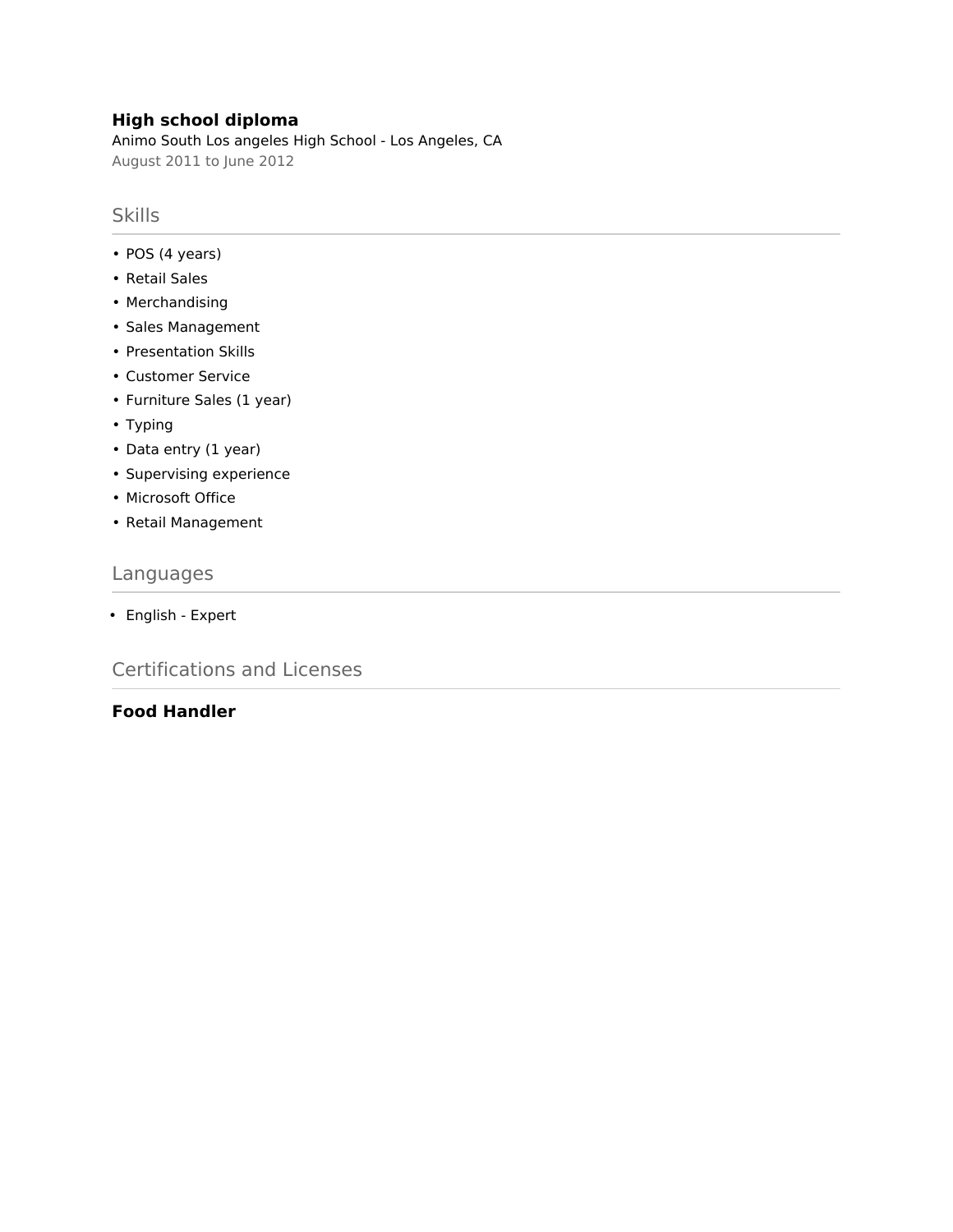### High school diploma

Animo South Los angeles High School - Los Angeles, CA

August 2011 to June 2012

## Skills

- POS (4 years)
- Retail Sales
- Merchandising
- Sales Management
- Presentation Skills
- Customer Service
- Furniture Sales (1 year)
- Typing
- Data entry (1 year)
- Supervising experience
- Microsoft Office
- Retail Management

## Languages

- English - Expert

## Certifications and Licenses

### Food Handler